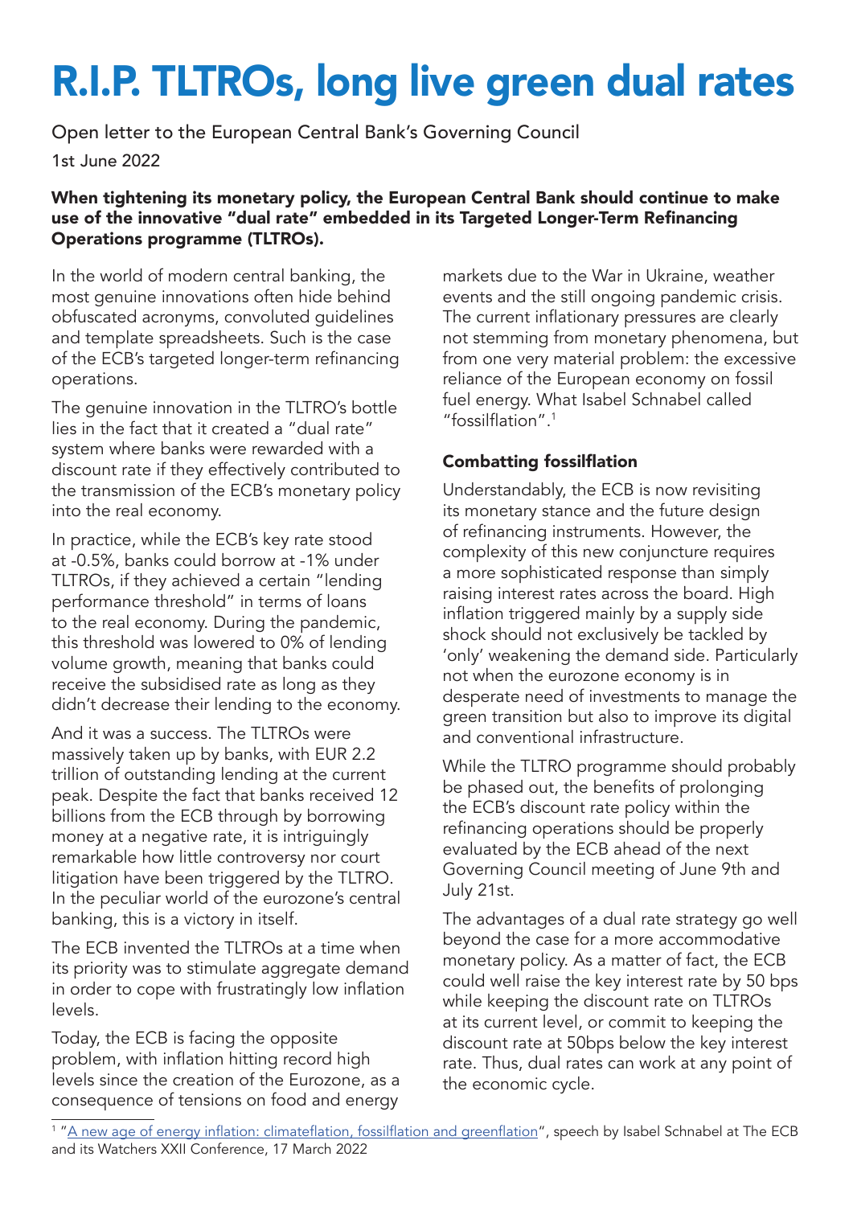# R.I.P. TLTROs, long live green dual rates

Open letter to the European Central Bank's Governing Council

1st June 2022

**When tightening its monetary policy, the European Central Bank should continue to make use of the innovative "dual rate" embedded in its Targeted Longer-Term Refinancing Operations programme (TLTROs).**

In the world of modern central banking, the most genuine innovations often hide behind obfuscated acronyms, convoluted guidelines and template spreadsheets. Such is the case of the ECB's targeted longer-term refinancing operations.

The genuine innovation in the TLTRO's bottle lies in the fact that it created a "dual rate" system where banks were rewarded with a discount rate if they effectively contributed to the transmission of the ECB's monetary policy into the real economy.

In practice, while the ECB's key rate stood at -0.5%, banks could borrow at -1% under TLTROs, if they achieved a certain "lending performance threshold" in terms of loans to the real economy. During the pandemic, this threshold was lowered to 0% of lending volume growth, meaning that banks could receive the subsidised rate as long as they didn't decrease their lending to the economy.

And it was a success. The TLTROs were massively taken up by banks, with EUR 2.2 trillion of outstanding lending at the current peak. Despite the fact that banks received 12 billions from the ECB through by borrowing money at a negative rate, it is intriguingly remarkable how little controversy nor court litigation have been triggered by the TLTRO. In the peculiar world of the eurozone's central banking, this is a victory in itself.

The ECB invented the TLTROs at a time when its priority was to stimulate aggregate demand in order to cope with frustratingly low inflation levels.

Today, the ECB is facing the opposite problem, with inflation hitting record high levels since the creation of the Eurozone, as a consequence of tensions on food and energy markets due to the War in Ukraine, weather events and the still ongoing pandemic crisis. The current inflationary pressures are clearly not stemming from monetary phenomena, but from one very material problem: the excessive reliance of the European economy on fossil fuel energy. What Isabel Schnabel called "fossilflation".[1]

### Combatting fossilflation

Understandably, the ECB is now revisiting its monetary stance and the future design of refinancing instruments. However, the complexity of this new conjuncture requires a more sophisticated response than simply raising interest rates across the board. High inflation triggered mainly by a supply side shock should not exclusively be tackled by 'only' weakening the demand side. Particularly not when the eurozone economy is in desperate need of investments to manage the green transition but also to improve its digital and conventional infrastructure.

While the TLTRO programme should probably be phased out, the benefits of prolonging the ECB's discount rate policy within the refinancing operations should be properly evaluated by the ECB ahead of the next Governing Council meeting of June 9th and July 21st.

The advantages of a dual rate strategy go well beyond the case for a more accommodative monetary policy. As a matter of fact, the ECB could well raise the key interest rate by 50 bps while keeping the discount rate on TLTROs at its current level, or commit to keeping the discount rate at 50bps below the key interest rate. Thus, dual rates can work at any point of the economic cycle.

---

[1] "A new age of energy inflation: climateflation, fossilflation and greenflation", speech by Isabel Schnabel at The ECB and its Watchers XXII Conference, 17 March 2022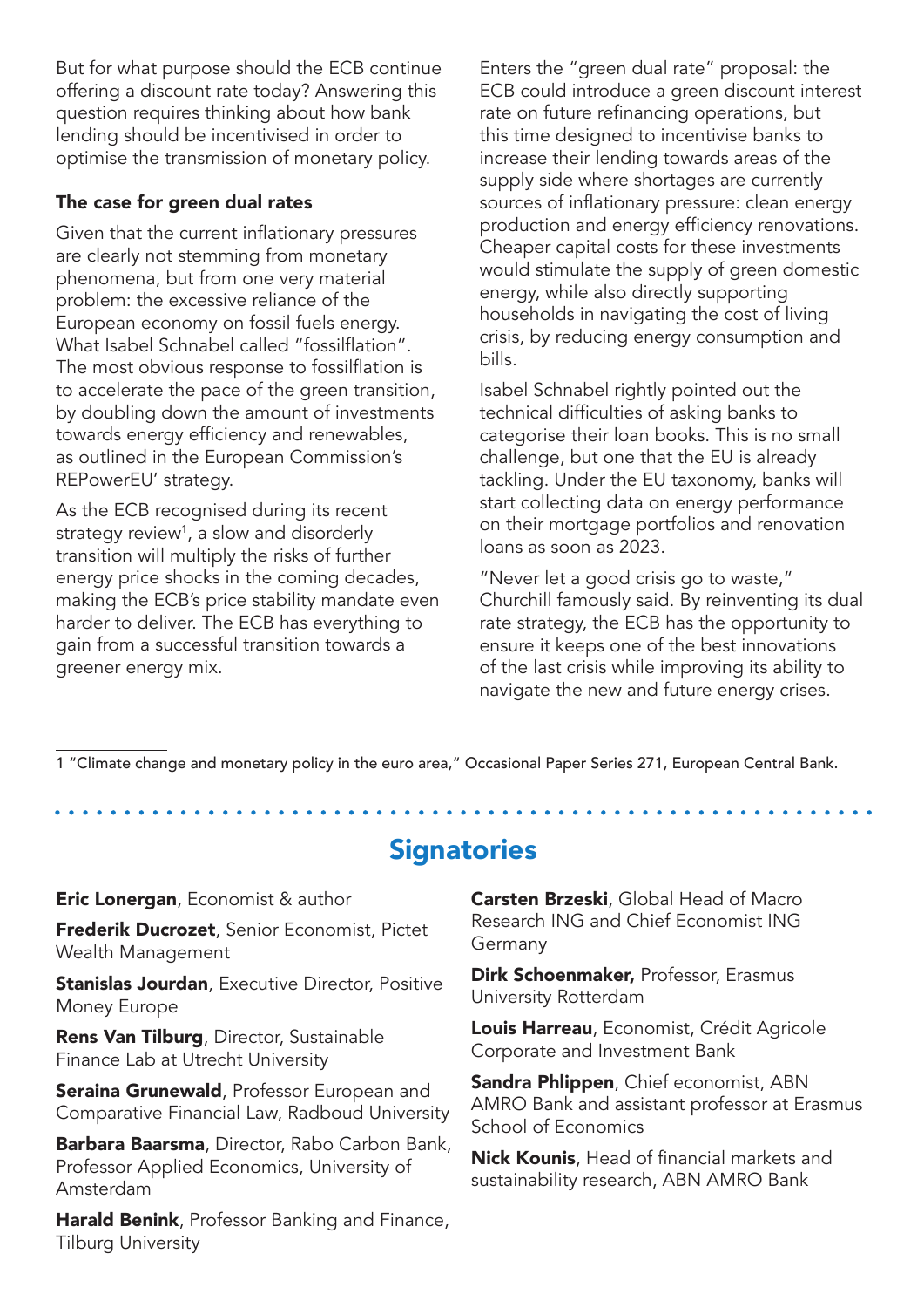But for what purpose should the ECB continue offering a discount rate today? Answering this question requires thinking about how bank lending should be incentivised in order to optimise the transmission of monetary policy.

### The case for green dual rates

Given that the current inflationary pressures are clearly not stemming from monetary phenomena, but from one very material problem: the excessive reliance of the European economy on fossil fuels energy. What Isabel Schnabel called "fossilflation". The most obvious response to fossilflation is to accelerate the pace of the green transition, by doubling down the amount of investments towards energy efficiency and renewables, as outlined in the European Commission's REPowerEU' strategy.

As the ECB recognised during its recent strategy review[1], a slow and disorderly transition will multiply the risks of further energy price shocks in the coming decades, making the ECB's price stability mandate even harder to deliver. The ECB has everything to gain from a successful transition towards a greener energy mix.

Enters the "green dual rate" proposal: the ECB could introduce a green discount interest rate on future refinancing operations, but this time designed to incentivise banks to increase their lending towards areas of the supply side where shortages are currently sources of inflationary pressure: clean energy production and energy efficiency renovations. Cheaper capital costs for these investments would stimulate the supply of green domestic energy, while also directly supporting households in navigating the cost of living crisis, by reducing energy consumption and bills.

Isabel Schnabel rightly pointed out the technical difficulties of asking banks to categorise their loan books. This is no small challenge, but one that the EU is already tackling. Under the EU taxonomy, banks will start collecting data on energy performance on their mortgage portfolios and renovation loans as soon as 2023.

"Never let a good crisis go to waste," Churchill famously said. By reinventing its dual rate strategy, the ECB has the opportunity to ensure it keeps one of the best innovations of the last crisis while improving its ability to navigate the new and future energy crises.

1 "Climate change and monetary policy in the euro area," Occasional Paper Series 271, European Central Bank.

## Signatories

**Eric Lonergan**, Economist & author

**Frederik Ducrozet**, Senior Economist, Pictet Wealth Management

**Stanislas Jourdan**, Executive Director, Positive Money Europe

**Rens Van Tilburg**, Director, Sustainable Finance Lab at Utrecht University

**Seraina Grunewald**, Professor European and Comparative Financial Law, Radboud University

**Barbara Baarsma**, Director, Rabo Carbon Bank, Professor Applied Economics, University of Amsterdam

**Harald Benink**, Professor Banking and Finance, Tilburg University

**Carsten Brzeski**, Global Head of Macro Research ING and Chief Economist ING Germany

**Dirk Schoenmaker,** Professor, Erasmus University Rotterdam

**Louis Harreau**, Economist, Crédit Agricole Corporate and Investment Bank

**Sandra Phlippen**, Chief economist, ABN AMRO Bank and assistant professor at Erasmus School of Economics

**Nick Kounis**, Head of financial markets and sustainability research, ABN AMRO Bank